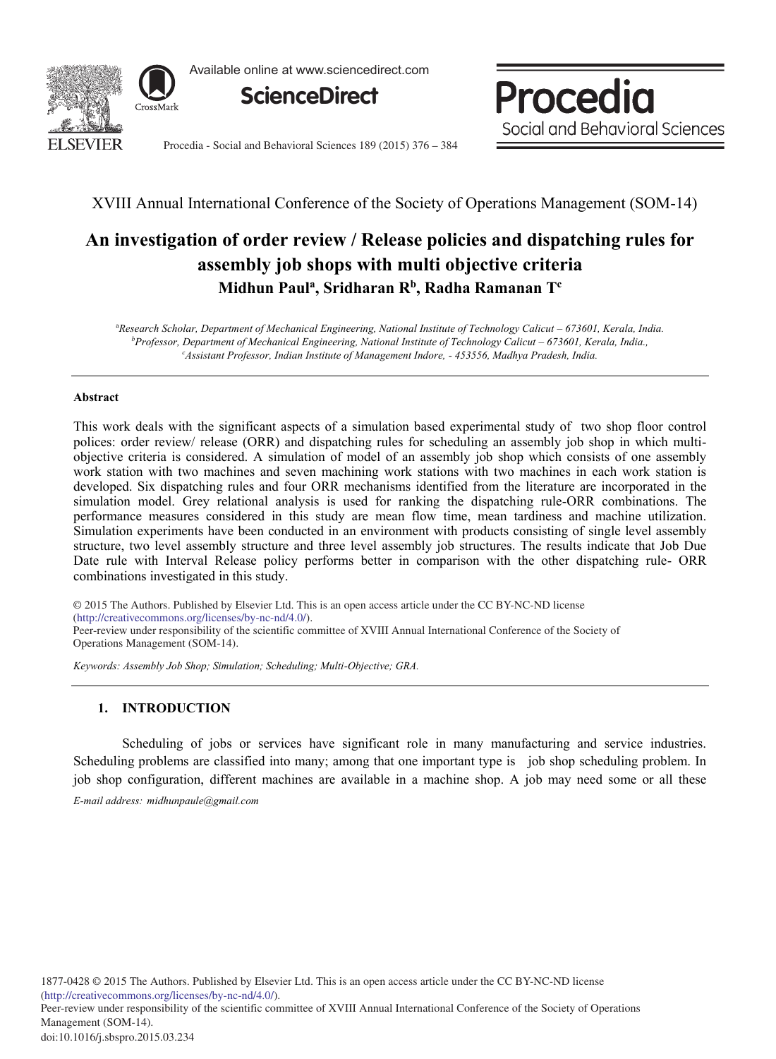XVIII Annual International Conference of the Society of Operations Management (SOM-14)

# An investigation of order review / Release policies and dispatching rules for assembly job shops with multi objective criteria

**Midhun Paul[a], Sridharan R[b], Radha Ramanan T[c]**

*[a]Research Scholar, Department of Mechanical Engineering, National Institute of Technology Calicut – 673601, Kerala, India.*
*[b]Professor, Department of Mechanical Engineering, National Institute of Technology Calicut – 673601, Kerala, India.,*
*[c]Assistant Professor, Indian Institute of Management Indore, - 453556, Madhya Pradesh, India.*

## Abstract

This work deals with the significant aspects of a simulation based experimental study of two shop floor control polices: order review/ release (ORR) and dispatching rules for scheduling an assembly job shop in which multi-objective criteria is considered. A simulation of model of an assembly job shop which consists of one assembly work station with two machines and seven machining work stations with two machines in each work station is developed. Six dispatching rules and four ORR mechanisms identified from the literature are incorporated in the simulation model. Grey relational analysis is used for ranking the dispatching rule-ORR combinations. The performance measures considered in this study are mean flow time, mean tardiness and machine utilization. Simulation experiments have been conducted in an environment with products consisting of single level assembly structure, two level assembly structure and three level assembly job structures. The results indicate that Job Due Date rule with Interval Release policy performs better in comparison with the other dispatching rule- ORR combinations investigated in this study.

© 2015 The Authors. Published by Elsevier Ltd. This is an open access article under the CC BY-NC-ND license (http://creativecommons.org/licenses/by-nc-nd/4.0/).
Peer-review under responsibility of the scientific committee of XVIII Annual International Conference of the Society of Operations Management (SOM-14).

*Keywords: Assembly Job Shop; Simulation; Scheduling; Multi-Objective; GRA.*

## 1. INTRODUCTION

Scheduling of jobs or services have significant role in many manufacturing and service industries. Scheduling problems are classified into many; among that one important type is job shop scheduling problem. In job shop configuration, different machines are available in a machine shop. A job may need some or all these

*E-mail address: midhunpaule@gmail.com*

1877-0428 © 2015 The Authors. Published by Elsevier Ltd. This is an open access article under the CC BY-NC-ND license (http://creativecommons.org/licenses/by-nc-nd/4.0/).
Peer-review under responsibility of the scientific committee of XVIII Annual International Conference of the Society of Operations Management (SOM-14).
doi:10.1016/j.sbspro.2015.03.234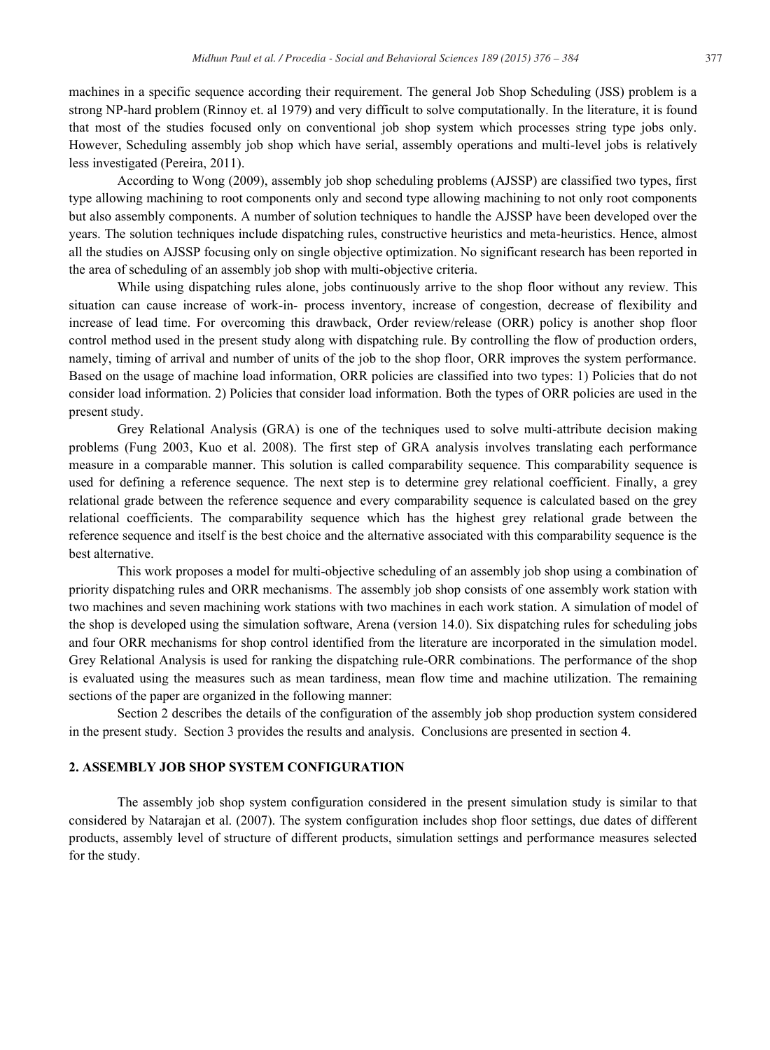machines in a specific sequence according their requirement. The general Job Shop Scheduling (JSS) problem is a strong NP-hard problem (Rinnoy et. al 1979) and very difficult to solve computationally. In the literature, it is found that most of the studies focused only on conventional job shop system which processes string type jobs only. However, Scheduling assembly job shop which have serial, assembly operations and multi-level jobs is relatively less investigated (Pereira, 2011).

According to Wong (2009), assembly job shop scheduling problems (AJSSP) are classified two types, first type allowing machining to root components only and second type allowing machining to not only root components but also assembly components. A number of solution techniques to handle the AJSSP have been developed over the years. The solution techniques include dispatching rules, constructive heuristics and meta-heuristics. Hence, almost all the studies on AJSSP focusing only on single objective optimization. No significant research has been reported in the area of scheduling of an assembly job shop with multi-objective criteria.

While using dispatching rules alone, jobs continuously arrive to the shop floor without any review. This situation can cause increase of work-in- process inventory, increase of congestion, decrease of flexibility and increase of lead time. For overcoming this drawback, Order review/release (ORR) policy is another shop floor control method used in the present study along with dispatching rule. By controlling the flow of production orders, namely, timing of arrival and number of units of the job to the shop floor, ORR improves the system performance. Based on the usage of machine load information, ORR policies are classified into two types: 1) Policies that do not consider load information. 2) Policies that consider load information. Both the types of ORR policies are used in the present study.

Grey Relational Analysis (GRA) is one of the techniques used to solve multi-attribute decision making problems (Fung 2003, Kuo et al. 2008). The first step of GRA analysis involves translating each performance measure in a comparable manner. This solution is called comparability sequence. This comparability sequence is used for defining a reference sequence. The next step is to determine grey relational coefficient. Finally, a grey relational grade between the reference sequence and every comparability sequence is calculated based on the grey relational coefficients. The comparability sequence which has the highest grey relational grade between the reference sequence and itself is the best choice and the alternative associated with this comparability sequence is the best alternative.

This work proposes a model for multi-objective scheduling of an assembly job shop using a combination of priority dispatching rules and ORR mechanisms. The assembly job shop consists of one assembly work station with two machines and seven machining work stations with two machines in each work station. A simulation of model of the shop is developed using the simulation software, Arena (version 14.0). Six dispatching rules for scheduling jobs and four ORR mechanisms for shop control identified from the literature are incorporated in the simulation model. Grey Relational Analysis is used for ranking the dispatching rule-ORR combinations. The performance of the shop is evaluated using the measures such as mean tardiness, mean flow time and machine utilization. The remaining sections of the paper are organized in the following manner:

Section 2 describes the details of the configuration of the assembly job shop production system considered in the present study. Section 3 provides the results and analysis. Conclusions are presented in section 4.

## 2. ASSEMBLY JOB SHOP SYSTEM CONFIGURATION

The assembly job shop system configuration considered in the present simulation study is similar to that considered by Natarajan et al. (2007). The system configuration includes shop floor settings, due dates of different products, assembly level of structure of different products, simulation settings and performance measures selected for the study.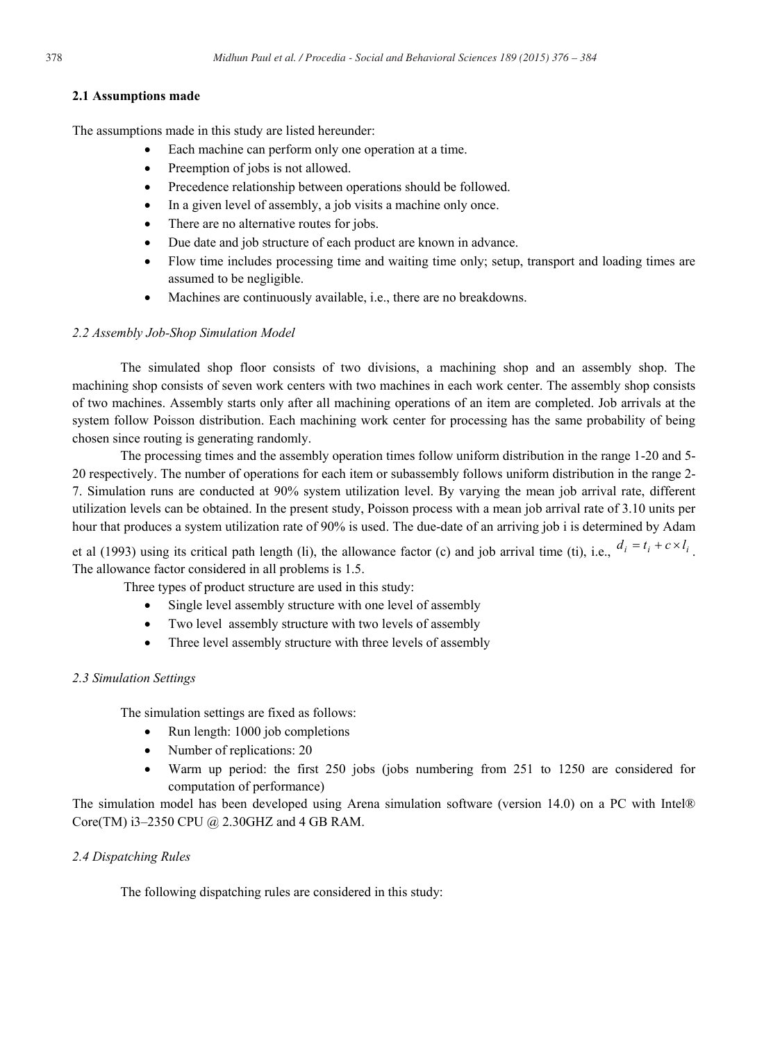### 2.1 Assumptions made

The assumptions made in this study are listed hereunder:

- Each machine can perform only one operation at a time.
- Preemption of jobs is not allowed.
- Precedence relationship between operations should be followed.
- In a given level of assembly, a job visits a machine only once.
- There are no alternative routes for jobs.
- Due date and job structure of each product are known in advance.
- Flow time includes processing time and waiting time only; setup, transport and loading times are assumed to be negligible.
- Machines are continuously available, i.e., there are no breakdowns.

### *2.2 Assembly Job-Shop Simulation Model*

The simulated shop floor consists of two divisions, a machining shop and an assembly shop. The machining shop consists of seven work centers with two machines in each work center. The assembly shop consists of two machines. Assembly starts only after all machining operations of an item are completed. Job arrivals at the system follow Poisson distribution. Each machining work center for processing has the same probability of being chosen since routing is generating randomly.

The processing times and the assembly operation times follow uniform distribution in the range 1-20 and 5-20 respectively. The number of operations for each item or subassembly follows uniform distribution in the range 2-7. Simulation runs are conducted at 90% system utilization level. By varying the mean job arrival rate, different utilization levels can be obtained. In the present study, Poisson process with a mean job arrival rate of 3.10 units per hour that produces a system utilization rate of 90% is used. The due-date of an arriving job i is determined by Adam et al (1993) using its critical path length (li), the allowance factor (c) and job arrival time (ti), i.e., $d_i = t_i + c \times l_i$. The allowance factor considered in all problems is 1.5.

Three types of product structure are used in this study:

- Single level assembly structure with one level of assembly
- Two level assembly structure with two levels of assembly
- Three level assembly structure with three levels of assembly

### *2.3 Simulation Settings*

The simulation settings are fixed as follows:

- Run length: 1000 job completions
- Number of replications: 20
- Warm up period: the first 250 jobs (jobs numbering from 251 to 1250 are considered for computation of performance)

The simulation model has been developed using Arena simulation software (version 14.0) on a PC with Intel® Core(TM) i3–2350 CPU @ 2.30GHZ and 4 GB RAM.

### *2.4 Dispatching Rules*

The following dispatching rules are considered in this study: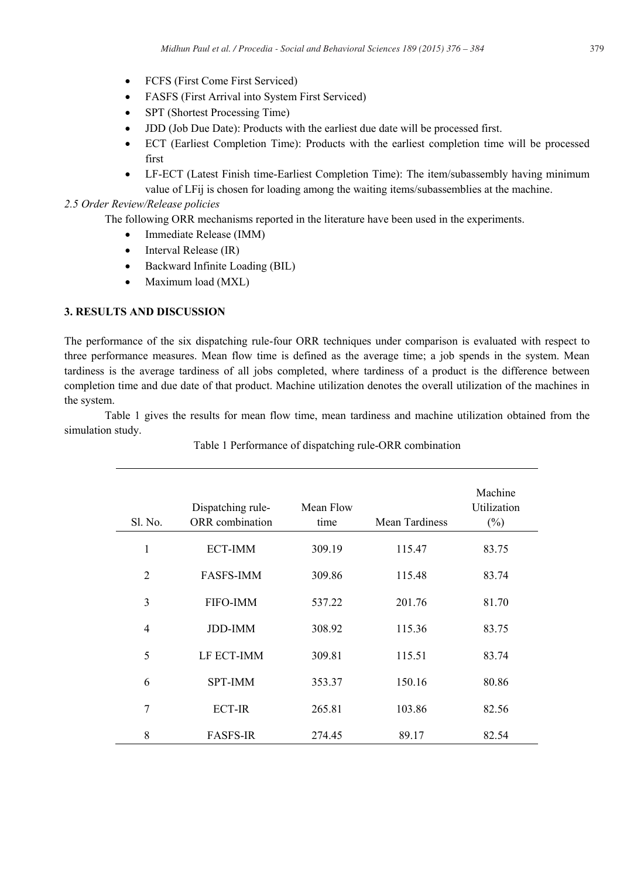- FCFS (First Come First Serviced)
- FASFS (First Arrival into System First Serviced)
- SPT (Shortest Processing Time)
- JDD (Job Due Date): Products with the earliest due date will be processed first.
- ECT (Earliest Completion Time): Products with the earliest completion time will be processed first
- LF-ECT (Latest Finish time-Earliest Completion Time): The item/subassembly having minimum value of LFij is chosen for loading among the waiting items/subassemblies at the machine.

*2.5 Order Review/Release policies*

The following ORR mechanisms reported in the literature have been used in the experiments.

- Immediate Release (IMM)
- Interval Release (IR)
- Backward Infinite Loading (BIL)
- Maximum load (MXL)

## 3. RESULTS AND DISCUSSION

The performance of the six dispatching rule-four ORR techniques under comparison is evaluated with respect to three performance measures. Mean flow time is defined as the average time; a job spends in the system. Mean tardiness is the average tardiness of all jobs completed, where tardiness of a product is the difference between completion time and due date of that product. Machine utilization denotes the overall utilization of the machines in the system.

Table 1 gives the results for mean flow time, mean tardiness and machine utilization obtained from the simulation study.

Table 1 Performance of dispatching rule-ORR combination

| Sl. No. | Dispatching rule-ORR combination | Mean Flow time | Mean Tardiness | Machine Utilization (%) |
|---|---|---|---|---|
| 1 | ECT-IMM | 309.19 | 115.47 | 83.75 |
| 2 | FASFS-IMM | 309.86 | 115.48 | 83.74 |
| 3 | FIFO-IMM | 537.22 | 201.76 | 81.70 |
| 4 | JDD-IMM | 308.92 | 115.36 | 83.75 |
| 5 | LF ECT-IMM | 309.81 | 115.51 | 83.74 |
| 6 | SPT-IMM | 353.37 | 150.16 | 80.86 |
| 7 | ECT-IR | 265.81 | 103.86 | 82.56 |
| 8 | FASFS-IR | 274.45 | 89.17 | 82.54 |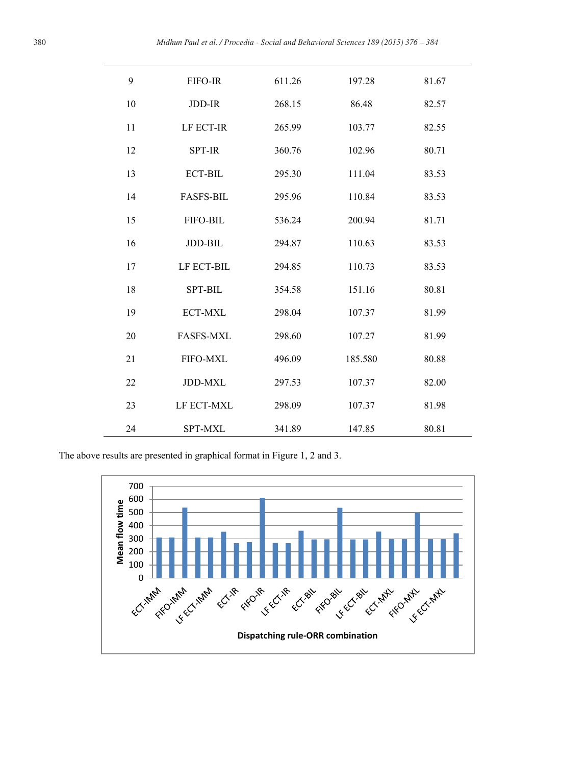| | | | | |
|---|---|---|---|---|
| 9 | FIFO-IR | 611.26 | 197.28 | 81.67 |
| 10 | JDD-IR | 268.15 | 86.48 | 82.57 |
| 11 | LF ECT-IR | 265.99 | 103.77 | 82.55 |
| 12 | SPT-IR | 360.76 | 102.96 | 80.71 |
| 13 | ECT-BIL | 295.30 | 111.04 | 83.53 |
| 14 | FASFS-BIL | 295.96 | 110.84 | 83.53 |
| 15 | FIFO-BIL | 536.24 | 200.94 | 81.71 |
| 16 | JDD-BIL | 294.87 | 110.63 | 83.53 |
| 17 | LF ECT-BIL | 294.85 | 110.73 | 83.53 |
| 18 | SPT-BIL | 354.58 | 151.16 | 80.81 |
| 19 | ECT-MXL | 298.04 | 107.37 | 81.99 |
| 20 | FASFS-MXL | 298.60 | 107.27 | 81.99 |
| 21 | FIFO-MXL | 496.09 | 185.580 | 80.88 |
| 22 | JDD-MXL | 297.53 | 107.37 | 82.00 |
| 23 | LF ECT-MXL | 298.09 | 107.37 | 81.98 |
| 24 | SPT-MXL | 341.89 | 147.85 | 80.81 |

The above results are presented in graphical format in Figure 1, 2 and 3.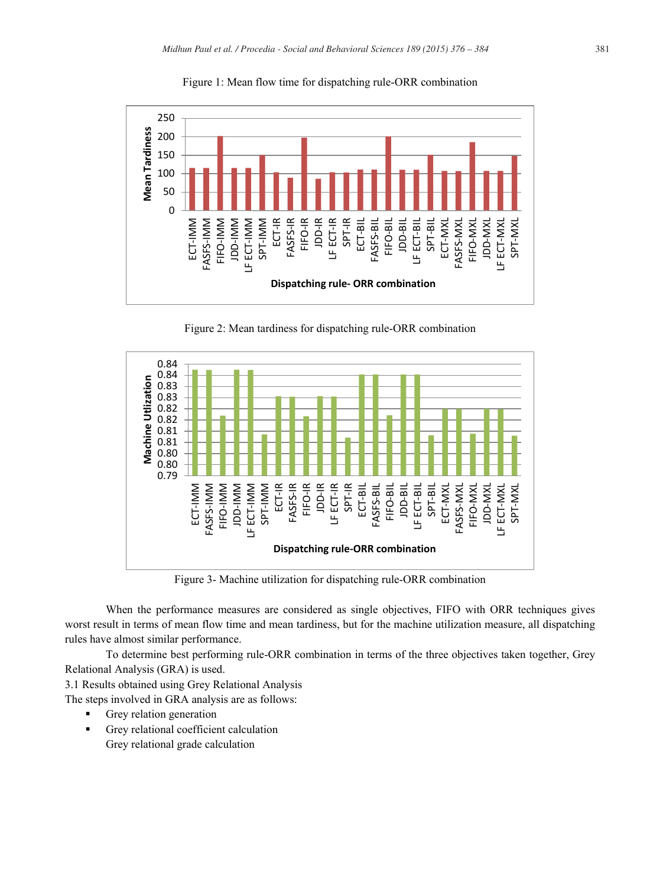Figure 1: Mean flow time for dispatching rule-ORR combination

Figure 2: Mean tardiness for dispatching rule-ORR combination

Figure 3- Machine utilization for dispatching rule-ORR combination

When the performance measures are considered as single objectives, FIFO with ORR techniques gives worst result in terms of mean flow time and mean tardiness, but for the machine utilization measure, all dispatching rules have almost similar performance.

To determine best performing rule-ORR combination in terms of the three objectives taken together, Grey Relational Analysis (GRA) is used.

3.1 Results obtained using Grey Relational Analysis

The steps involved in GRA analysis are as follows:

- Grey relation generation
- Grey relational coefficient calculation

  Grey relational grade calculation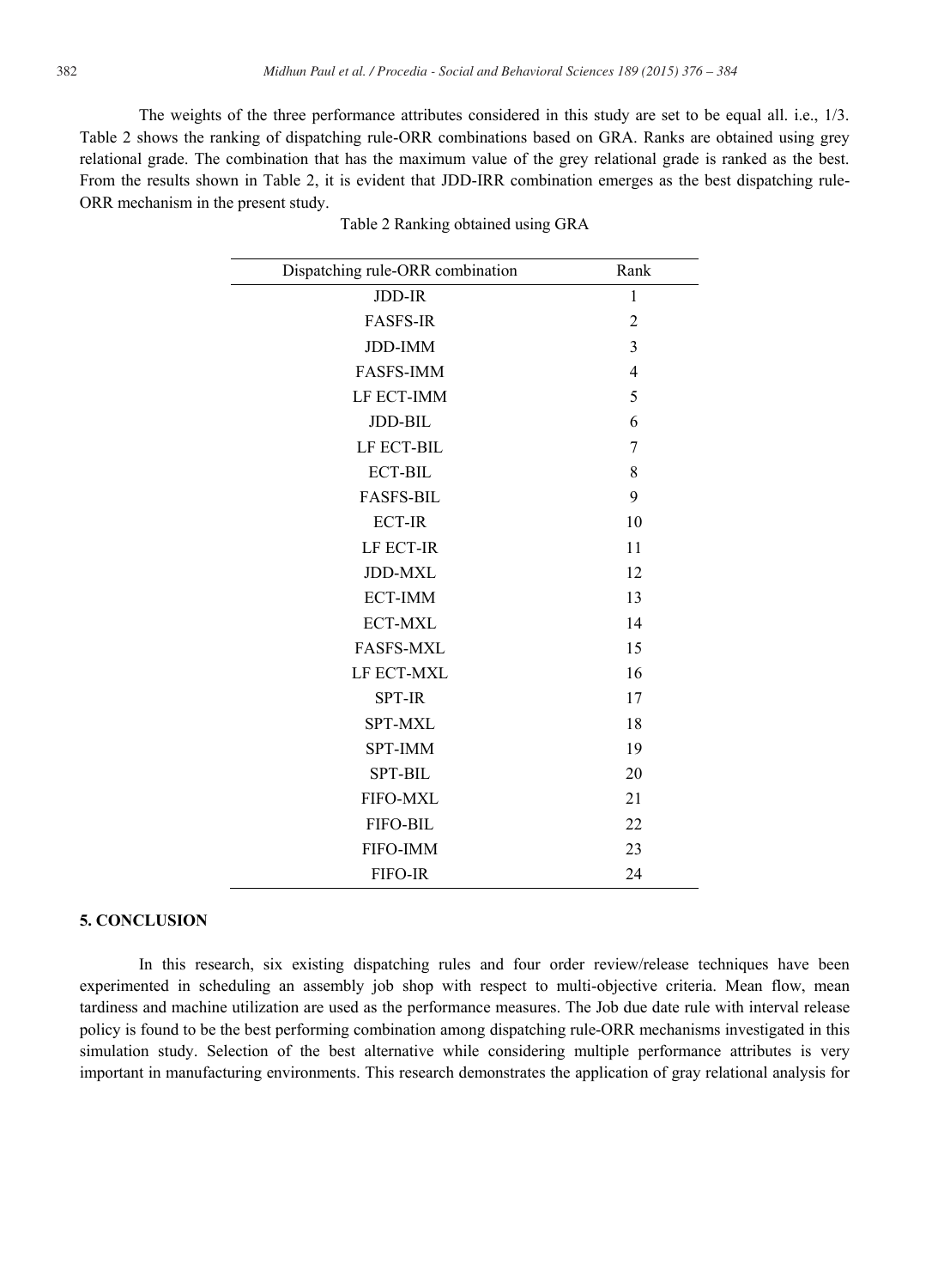The weights of the three performance attributes considered in this study are set to be equal all. i.e., 1/3. Table 2 shows the ranking of dispatching rule-ORR combinations based on GRA. Ranks are obtained using grey relational grade. The combination that has the maximum value of the grey relational grade is ranked as the best. From the results shown in Table 2, it is evident that JDD-IRR combination emerges as the best dispatching rule-ORR mechanism in the present study.

Table 2 Ranking obtained using GRA

| Dispatching rule-ORR combination | Rank |
|---|---|
| JDD-IR | 1 |
| FASFS-IR | 2 |
| JDD-IMM | 3 |
| FASFS-IMM | 4 |
| LF ECT-IMM | 5 |
| JDD-BIL | 6 |
| LF ECT-BIL | 7 |
| ECT-BIL | 8 |
| FASFS-BIL | 9 |
| ECT-IR | 10 |
| LF ECT-IR | 11 |
| JDD-MXL | 12 |
| ECT-IMM | 13 |
| ECT-MXL | 14 |
| FASFS-MXL | 15 |
| LF ECT-MXL | 16 |
| SPT-IR | 17 |
| SPT-MXL | 18 |
| SPT-IMM | 19 |
| SPT-BIL | 20 |
| FIFO-MXL | 21 |
| FIFO-BIL | 22 |
| FIFO-IMM | 23 |
| FIFO-IR | 24 |

## 5. CONCLUSION

In this research, six existing dispatching rules and four order review/release techniques have been experimented in scheduling an assembly job shop with respect to multi-objective criteria. Mean flow, mean tardiness and machine utilization are used as the performance measures. The Job due date rule with interval release policy is found to be the best performing combination among dispatching rule-ORR mechanisms investigated in this simulation study. Selection of the best alternative while considering multiple performance attributes is very important in manufacturing environments. This research demonstrates the application of gray relational analysis for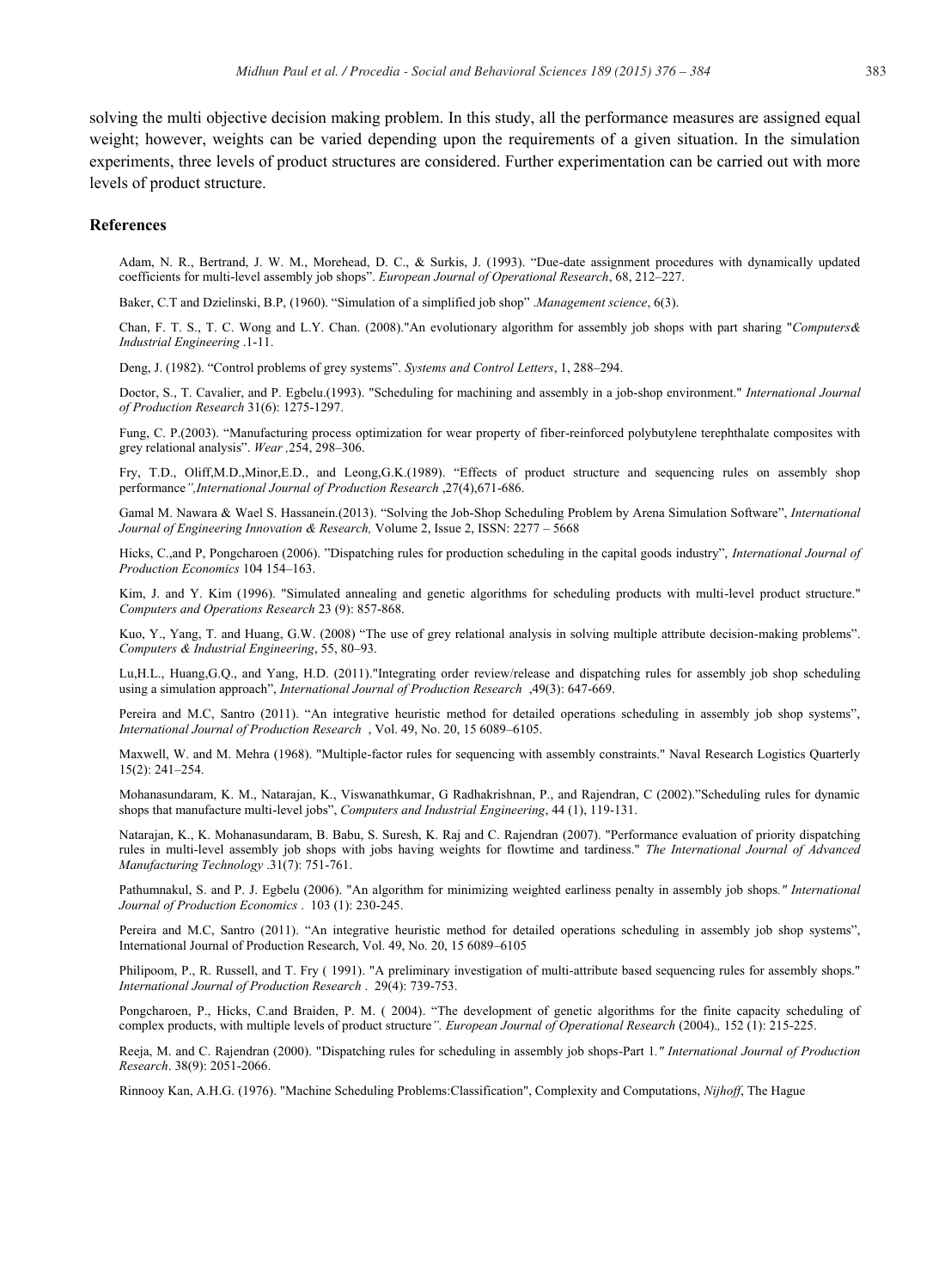solving the multi objective decision making problem. In this study, all the performance measures are assigned equal weight; however, weights can be varied depending upon the requirements of a given situation. In the simulation experiments, three levels of product structures are considered. Further experimentation can be carried out with more levels of product structure.

## References

Adam, N. R., Bertrand, J. W. M., Morehead, D. C., & Surkis, J. (1993). "Due-date assignment procedures with dynamically updated coefficients for multi-level assembly job shops". *European Journal of Operational Research*, 68, 212–227.

Baker, C.T and Dzielinski, B.P, (1960). "Simulation of a simplified job shop" .*Management science*, 6(3).

Chan, F. T. S., T. C. Wong and L.Y. Chan. (2008)."An evolutionary algorithm for assembly job shops with part sharing "*Computers& Industrial Engineering* .1-11.

Deng, J. (1982). "Control problems of grey systems". *Systems and Control Letters*, 1, 288–294.

Doctor, S., T. Cavalier, and P. Egbelu.(1993). "Scheduling for machining and assembly in a job-shop environment." *International Journal of Production Research* 31(6): 1275-1297.

Fung, C. P.(2003). "Manufacturing process optimization for wear property of fiber-reinforced polybutylene terephthalate composites with grey relational analysis". *Wear* ,254, 298–306.

Fry, T.D., Oliff,M.D.,Minor,E.D., and Leong,G.K.(1989). "Effects of product structure and sequencing rules on assembly shop performance*",International Journal of Production Research* ,27(4),671-686.

Gamal M. Nawara & Wael S. Hassanein.(2013). "Solving the Job-Shop Scheduling Problem by Arena Simulation Software", *International Journal of Engineering Innovation & Research,* Volume 2, Issue 2, ISSN: 2277 – 5668

Hicks, C.,and P, Pongcharoen (2006). "Dispatching rules for production scheduling in the capital goods industry", *International Journal of Production Economics* 104 154–163.

Kim, J. and Y. Kim (1996). "Simulated annealing and genetic algorithms for scheduling products with multi-level product structure." *Computers and Operations Research* 23 (9): 857-868.

Kuo, Y., Yang, T. and Huang, G.W. (2008) "The use of grey relational analysis in solving multiple attribute decision-making problems". *Computers & Industrial Engineering*, 55, 80–93.

Lu,H.L., Huang,G.Q., and Yang, H.D. (2011)."Integrating order review/release and dispatching rules for assembly job shop scheduling using a simulation approach", *International Journal of Production Research* ,49(3): 647-669.

Pereira and M.C, Santro (2011). "An integrative heuristic method for detailed operations scheduling in assembly job shop systems", *International Journal of Production Research* , Vol. 49, No. 20, 15 6089–6105.

Maxwell, W. and M. Mehra (1968). "Multiple-factor rules for sequencing with assembly constraints." Naval Research Logistics Quarterly 15(2): 241–254.

Mohanasundaram, K. M., Natarajan, K., Viswanathkumar, G Radhakrishnan, P., and Rajendran, C (2002)."Scheduling rules for dynamic shops that manufacture multi-level jobs", *Computers and Industrial Engineering*, 44 (1), 119-131.

Natarajan, K., K. Mohanasundaram, B. Babu, S. Suresh, K. Raj and C. Rajendran (2007). "Performance evaluation of priority dispatching rules in multi-level assembly job shops with jobs having weights for flowtime and tardiness." *The International Journal of Advanced Manufacturing Technology* .31(7): 751-761.

Pathumnakul, S. and P. J. Egbelu (2006). "An algorithm for minimizing weighted earliness penalty in assembly job shops*." International Journal of Production Economics* . 103 (1): 230-245.

Pereira and M.C, Santro (2011). "An integrative heuristic method for detailed operations scheduling in assembly job shop systems", International Journal of Production Research, Vol. 49, No. 20, 15 6089–6105

Philipoom, P., R. Russell, and T. Fry ( 1991). "A preliminary investigation of multi-attribute based sequencing rules for assembly shops." *International Journal of Production Research* . 29(4): 739-753.

Pongcharoen, P., Hicks, C.and Braiden, P. M. ( 2004). "The development of genetic algorithms for the finite capacity scheduling of complex products, with multiple levels of product structure*". European Journal of Operational Research* (2004)*.,* 152 (1): 215-225.

Reeja, M. and C. Rajendran (2000). "Dispatching rules for scheduling in assembly job shops-Part 1*." International Journal of Production Research*. 38(9): 2051-2066.

Rinnooy Kan, A.H.G. (1976). "Machine Scheduling Problems:Classification", Complexity and Computations, *Nijhoff*, The Hague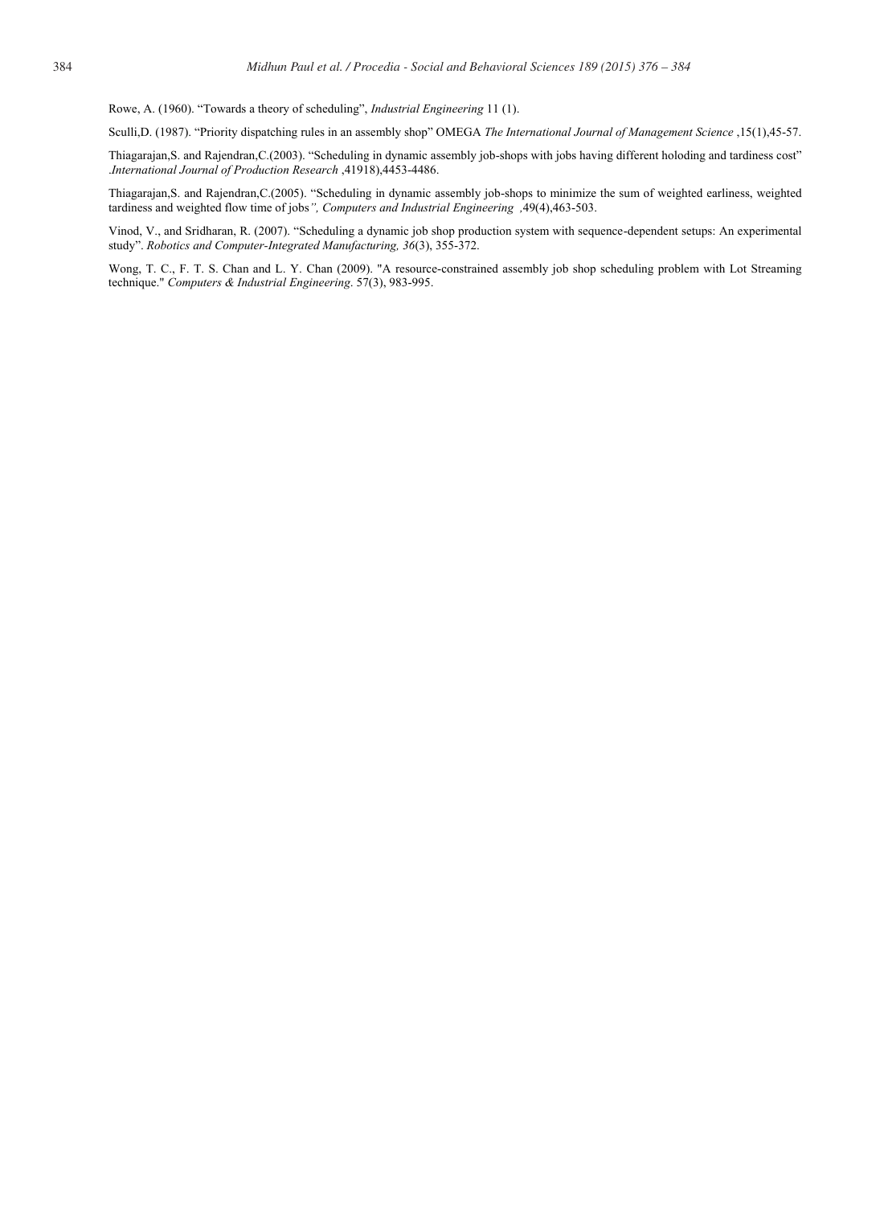Rowe, A. (1960). “Towards a theory of scheduling”, *Industrial Engineering* 11 (1).

Sculli,D. (1987). “Priority dispatching rules in an assembly shop” OMEGA *The International Journal of Management Science* ,15(1),45-57.

Thiagarajan,S. and Rajendran,C.(2003). “Scheduling in dynamic assembly job-shops with jobs having different holoding and tardiness cost” .*International Journal of Production Research* ,41918),4453-4486.

Thiagarajan,S. and Rajendran,C.(2005). “Scheduling in dynamic assembly job-shops to minimize the sum of weighted earliness, weighted tardiness and weighted flow time of jobs*”, Computers and Industrial Engineering ,*49(4),463-503.

Vinod, V., and Sridharan, R. (2007). “Scheduling a dynamic job shop production system with sequence-dependent setups: An experimental study”. *Robotics and Computer-Integrated Manufacturing, 36*(3), 355-372.

Wong, T. C., F. T. S. Chan and L. Y. Chan (2009). "A resource-constrained assembly job shop scheduling problem with Lot Streaming technique." *Computers & Industrial Engineering*. 57(3), 983-995.